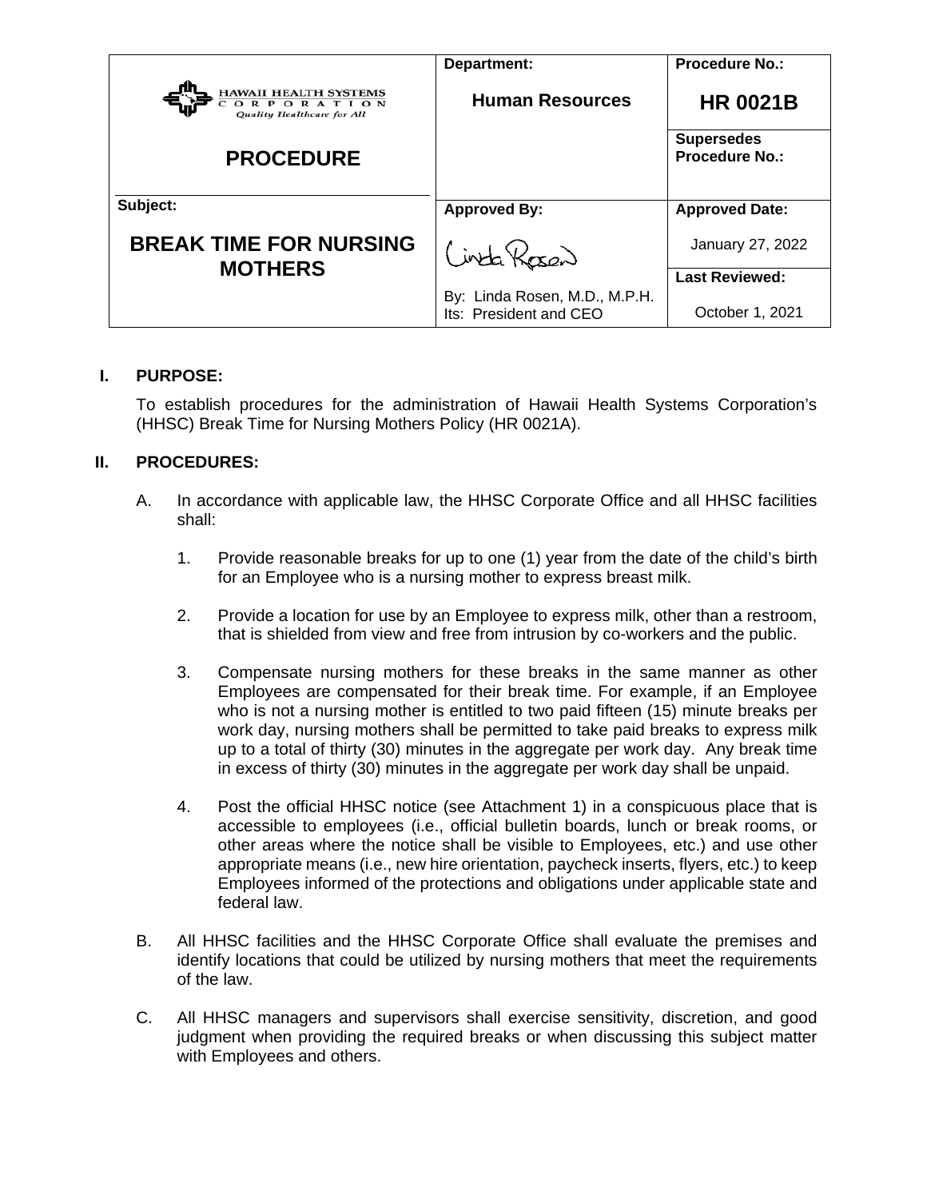| HAWAII HEALTH SYSTEMS CORPORATION *Quality Healthcare for All* | Department: | Procedure No.: |
|---|---|---|
| **PROCEDURE** | **Human Resources** | **HR 0021B** |
| | | Supersedes Procedure No.: |
| Subject: | Approved By: | Approved Date: |
| **BREAK TIME FOR NURSING MOTHERS** | Linda Rosen | January 27, 2022 |
| | By: Linda Rosen, M.D., M.P.H. Its: President and CEO | Last Reviewed: October 1, 2021 |

## I. PURPOSE:

To establish procedures for the administration of Hawaii Health Systems Corporation's (HHSC) Break Time for Nursing Mothers Policy (HR 0021A).

## II. PROCEDURES:

A. In accordance with applicable law, the HHSC Corporate Office and all HHSC facilities shall:

1. Provide reasonable breaks for up to one (1) year from the date of the child's birth for an Employee who is a nursing mother to express breast milk.

2. Provide a location for use by an Employee to express milk, other than a restroom, that is shielded from view and free from intrusion by co-workers and the public.

3. Compensate nursing mothers for these breaks in the same manner as other Employees are compensated for their break time. For example, if an Employee who is not a nursing mother is entitled to two paid fifteen (15) minute breaks per work day, nursing mothers shall be permitted to take paid breaks to express milk up to a total of thirty (30) minutes in the aggregate per work day. Any break time in excess of thirty (30) minutes in the aggregate per work day shall be unpaid.

4. Post the official HHSC notice (see Attachment 1) in a conspicuous place that is accessible to employees (i.e., official bulletin boards, lunch or break rooms, or other areas where the notice shall be visible to Employees, etc.) and use other appropriate means (i.e., new hire orientation, paycheck inserts, flyers, etc.) to keep Employees informed of the protections and obligations under applicable state and federal law.

B. All HHSC facilities and the HHSC Corporate Office shall evaluate the premises and identify locations that could be utilized by nursing mothers that meet the requirements of the law.

C. All HHSC managers and supervisors shall exercise sensitivity, discretion, and good judgment when providing the required breaks or when discussing this subject matter with Employees and others.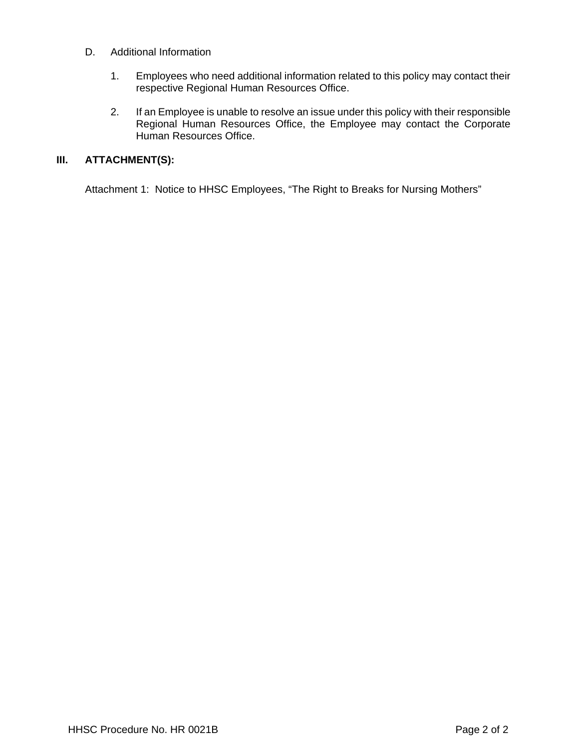D. Additional Information

1. Employees who need additional information related to this policy may contact their respective Regional Human Resources Office.

2. If an Employee is unable to resolve an issue under this policy with their responsible Regional Human Resources Office, the Employee may contact the Corporate Human Resources Office.

## III. ATTACHMENT(S):

Attachment 1: Notice to HHSC Employees, “The Right to Breaks for Nursing Mothers”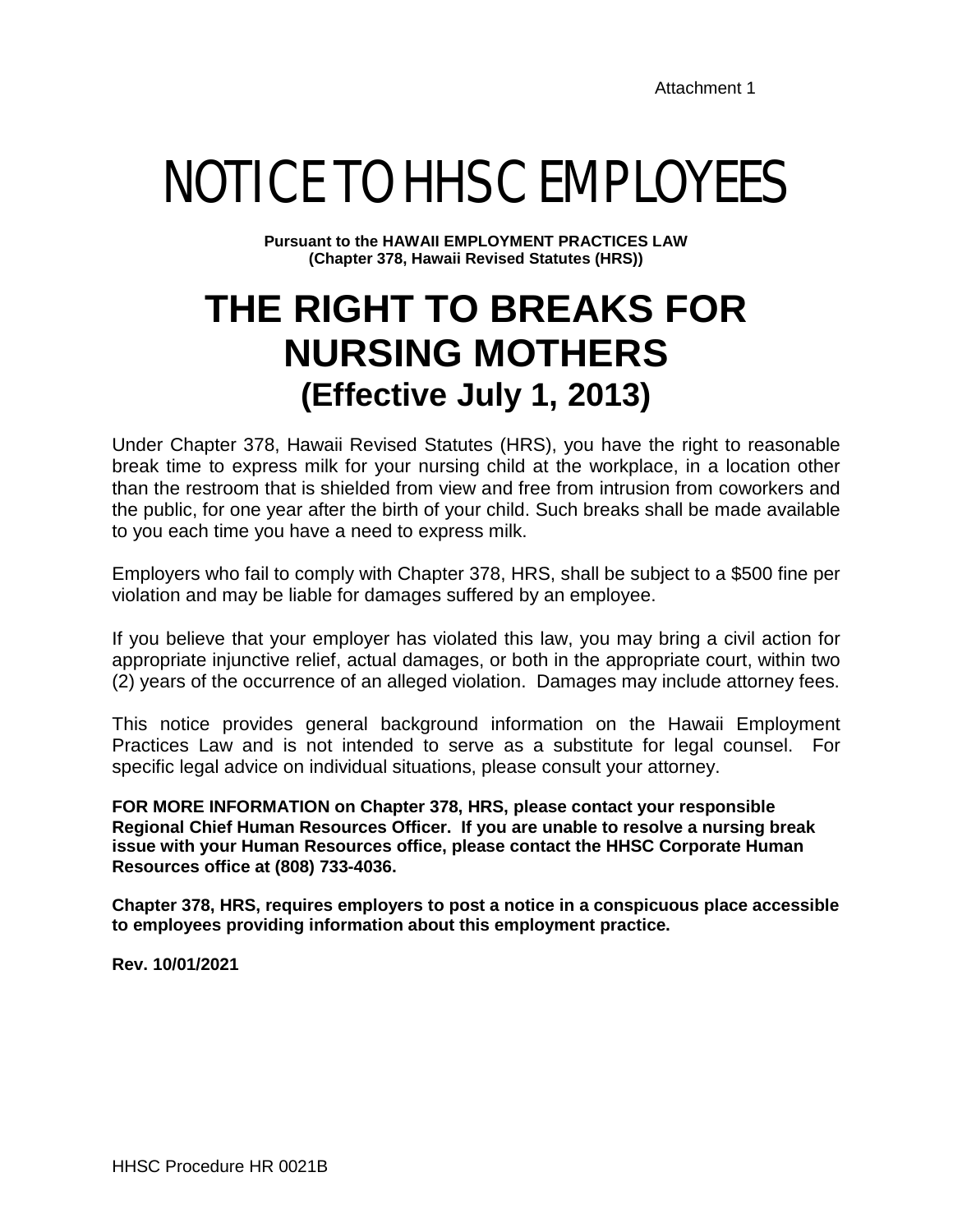Attachment 1

# NOTICE TO HHSC EMPLOYEES

**Pursuant to the HAWAII EMPLOYMENT PRACTICES LAW**
**(Chapter 378, Hawaii Revised Statutes (HRS))**

# THE RIGHT TO BREAKS FOR NURSING MOTHERS

## (Effective July 1, 2013)

Under Chapter 378, Hawaii Revised Statutes (HRS), you have the right to reasonable break time to express milk for your nursing child at the workplace, in a location other than the restroom that is shielded from view and free from intrusion from coworkers and the public, for one year after the birth of your child. Such breaks shall be made available to you each time you have a need to express milk.

Employers who fail to comply with Chapter 378, HRS, shall be subject to a $500 fine per violation and may be liable for damages suffered by an employee.

If you believe that your employer has violated this law, you may bring a civil action for appropriate injunctive relief, actual damages, or both in the appropriate court, within two (2) years of the occurrence of an alleged violation. Damages may include attorney fees.

This notice provides general background information on the Hawaii Employment Practices Law and is not intended to serve as a substitute for legal counsel. For specific legal advice on individual situations, please consult your attorney.

**FOR MORE INFORMATION on Chapter 378, HRS, please contact your responsible Regional Chief Human Resources Officer. If you are unable to resolve a nursing break issue with your Human Resources office, please contact the HHSC Corporate Human Resources office at (808) 733-4036.**

**Chapter 378, HRS, requires employers to post a notice in a conspicuous place accessible to employees providing information about this employment practice.**

**Rev. 10/01/2021**

HHSC Procedure HR 0021B